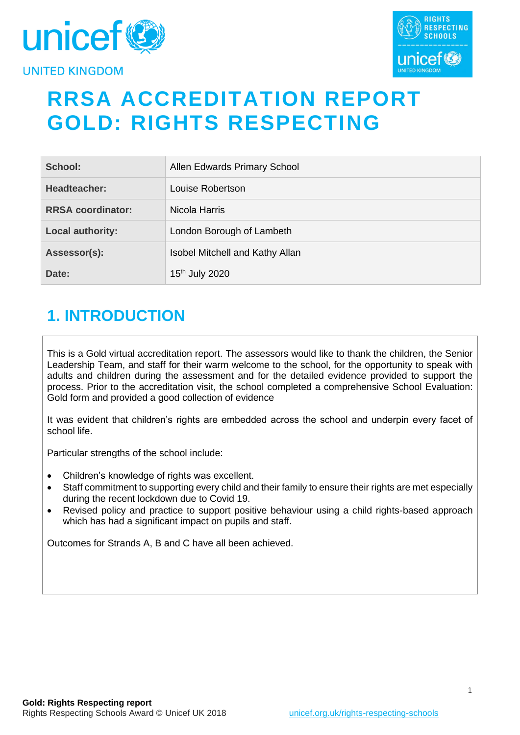# RRSA ACCREDITATION REPORT GOLD: RIGHTS RESPECTING

| School: | Allen Edwards Primary School |
|---|---|
| Headteacher: | Louise Robertson |
| RRSA coordinator: | Nicola Harris |
| Local authority: | London Borough of Lambeth |
| Assessor(s): | Isobel Mitchell and Kathy Allan |
| Date: | 15th July 2020 |

## 1. INTRODUCTION

This is a Gold virtual accreditation report. The assessors would like to thank the children, the Senior Leadership Team, and staff for their warm welcome to the school, for the opportunity to speak with adults and children during the assessment and for the detailed evidence provided to support the process. Prior to the accreditation visit, the school completed a comprehensive School Evaluation: Gold form and provided a good collection of evidence

It was evident that children's rights are embedded across the school and underpin every facet of school life.

Particular strengths of the school include:

- Children's knowledge of rights was excellent.
- Staff commitment to supporting every child and their family to ensure their rights are met especially during the recent lockdown due to Covid 19.
- Revised policy and practice to support positive behaviour using a child rights-based approach which has had a significant impact on pupils and staff.

Outcomes for Strands A, B and C have all been achieved.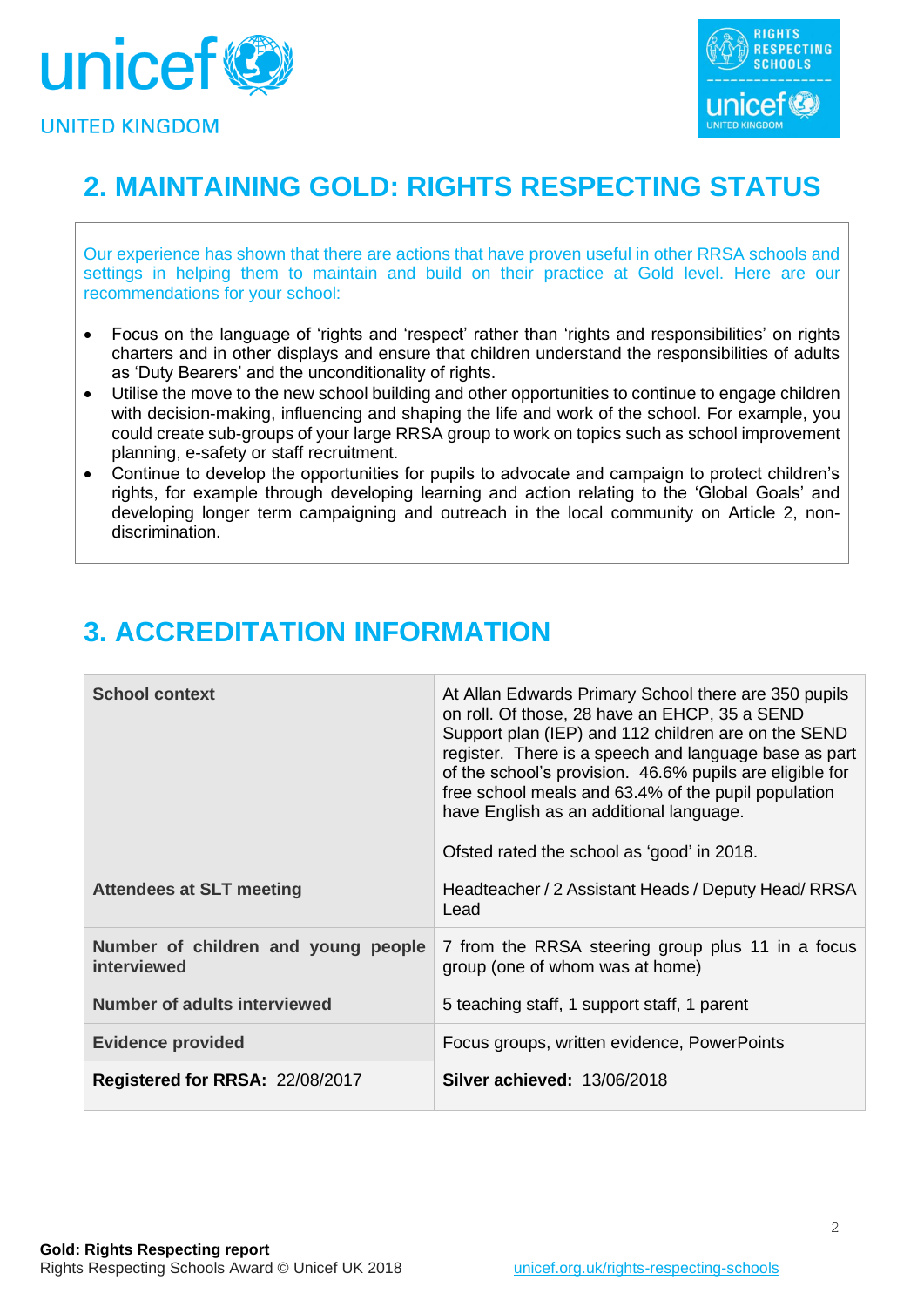## 2. MAINTAINING GOLD: RIGHTS RESPECTING STATUS

Our experience has shown that there are actions that have proven useful in other RRSA schools and settings in helping them to maintain and build on their practice at Gold level. Here are our recommendations for your school:

- Focus on the language of 'rights and 'respect' rather than 'rights and responsibilities' on rights charters and in other displays and ensure that children understand the responsibilities of adults as 'Duty Bearers' and the unconditionality of rights.
- Utilise the move to the new school building and other opportunities to continue to engage children with decision-making, influencing and shaping the life and work of the school. For example, you could create sub-groups of your large RRSA group to work on topics such as school improvement planning, e-safety or staff recruitment.
- Continue to develop the opportunities for pupils to advocate and campaign to protect children's rights, for example through developing learning and action relating to the 'Global Goals' and developing longer term campaigning and outreach in the local community on Article 2, non-discrimination.

## 3. ACCREDITATION INFORMATION

| | |
|---|---|
| **School context** | At Allan Edwards Primary School there are 350 pupils on roll. Of those, 28 have an EHCP, 35 a SEND Support plan (IEP) and 112 children are on the SEND register. There is a speech and language base as part of the school's provision. 46.6% pupils are eligible for free school meals and 63.4% of the pupil population have English as an additional language.<br><br>Ofsted rated the school as 'good' in 2018. |
| **Attendees at SLT meeting** | Headteacher / 2 Assistant Heads / Deputy Head/ RRSA Lead |
| **Number of children and young people interviewed** | 7 from the RRSA steering group plus 11 in a focus group (one of whom was at home) |
| **Number of adults interviewed** | 5 teaching staff, 1 support staff, 1 parent |
| **Evidence provided** | Focus groups, written evidence, PowerPoints |
| **Registered for RRSA:** 22/08/2017 | **Silver achieved:** 13/06/2018 |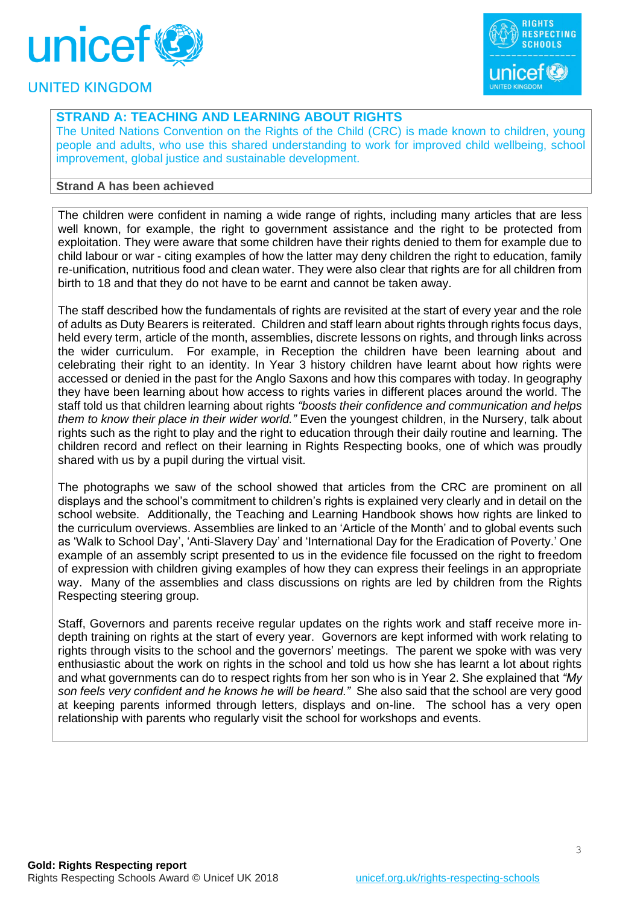## STRAND A: TEACHING AND LEARNING ABOUT RIGHTS

The United Nations Convention on the Rights of the Child (CRC) is made known to children, young people and adults, who use this shared understanding to work for improved child wellbeing, school improvement, global justice and sustainable development.

**Strand A has been achieved**

The children were confident in naming a wide range of rights, including many articles that are less well known, for example, the right to government assistance and the right to be protected from exploitation. They were aware that some children have their rights denied to them for example due to child labour or war - citing examples of how the latter may deny children the right to education, family re-unification, nutritious food and clean water. They were also clear that rights are for all children from birth to 18 and that they do not have to be earnt and cannot be taken away.

The staff described how the fundamentals of rights are revisited at the start of every year and the role of adults as Duty Bearers is reiterated. Children and staff learn about rights through rights focus days, held every term, article of the month, assemblies, discrete lessons on rights, and through links across the wider curriculum. For example, in Reception the children have been learning about and celebrating their right to an identity. In Year 3 history children have learnt about how rights were accessed or denied in the past for the Anglo Saxons and how this compares with today. In geography they have been learning about how access to rights varies in different places around the world. The staff told us that children learning about rights *"boosts their confidence and communication and helps them to know their place in their wider world."* Even the youngest children, in the Nursery, talk about rights such as the right to play and the right to education through their daily routine and learning. The children record and reflect on their learning in Rights Respecting books, one of which was proudly shared with us by a pupil during the virtual visit.

The photographs we saw of the school showed that articles from the CRC are prominent on all displays and the school's commitment to children's rights is explained very clearly and in detail on the school website. Additionally, the Teaching and Learning Handbook shows how rights are linked to the curriculum overviews. Assemblies are linked to an 'Article of the Month' and to global events such as 'Walk to School Day', 'Anti-Slavery Day' and 'International Day for the Eradication of Poverty.' One example of an assembly script presented to us in the evidence file focussed on the right to freedom of expression with children giving examples of how they can express their feelings in an appropriate way. Many of the assemblies and class discussions on rights are led by children from the Rights Respecting steering group.

Staff, Governors and parents receive regular updates on the rights work and staff receive more in-depth training on rights at the start of every year. Governors are kept informed with work relating to rights through visits to the school and the governors' meetings. The parent we spoke with was very enthusiastic about the work on rights in the school and told us how she has learnt a lot about rights and what governments can do to respect rights from her son who is in Year 2. She explained that *"My son feels very confident and he knows he will be heard."* She also said that the school are very good at keeping parents informed through letters, displays and on-line. The school has a very open relationship with parents who regularly visit the school for workshops and events.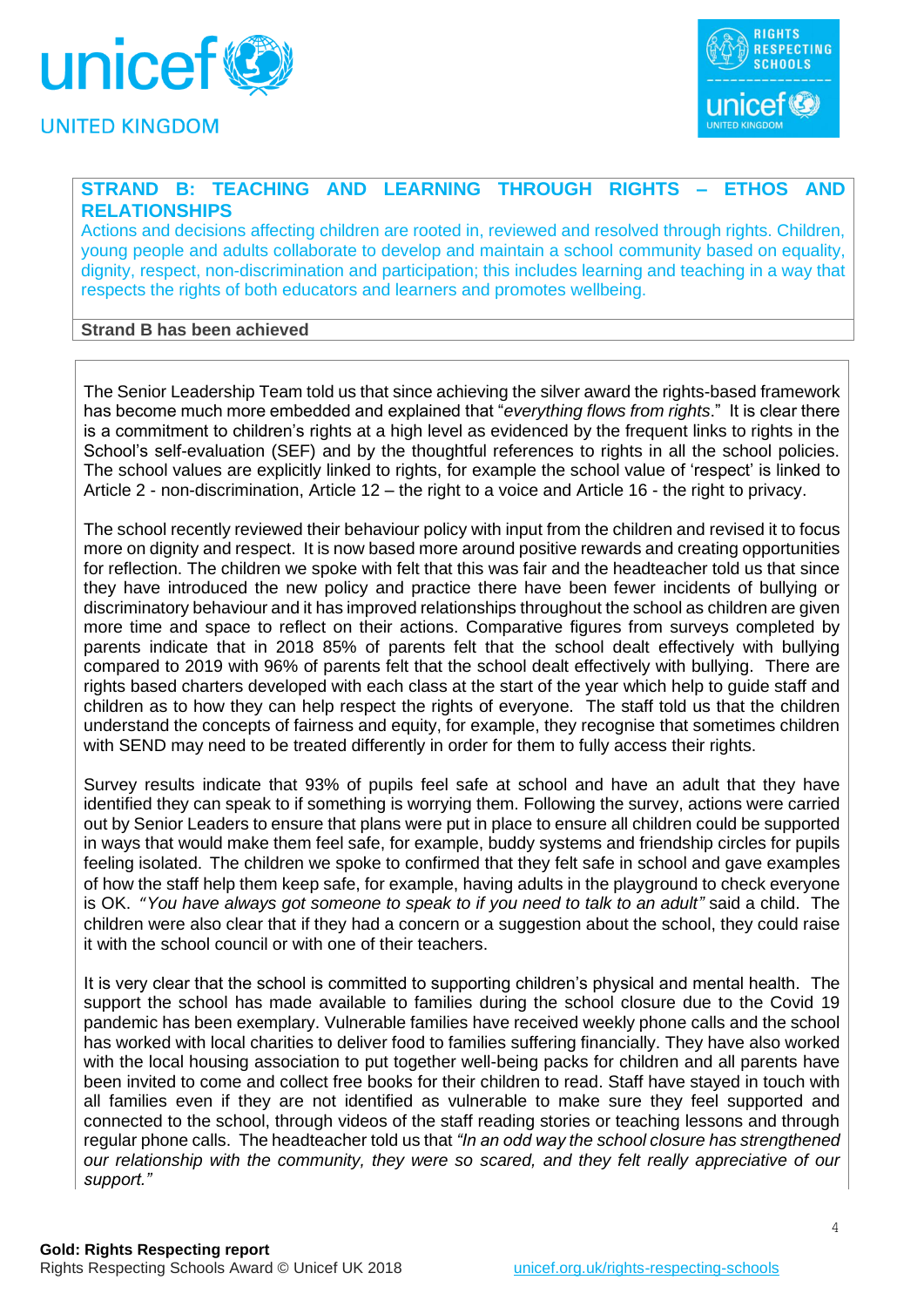## STRAND B: TEACHING AND LEARNING THROUGH RIGHTS – ETHOS AND RELATIONSHIPS

Actions and decisions affecting children are rooted in, reviewed and resolved through rights. Children, young people and adults collaborate to develop and maintain a school community based on equality, dignity, respect, non-discrimination and participation; this includes learning and teaching in a way that respects the rights of both educators and learners and promotes wellbeing.

**Strand B has been achieved**

The Senior Leadership Team told us that since achieving the silver award the rights-based framework has become much more embedded and explained that "*everything flows from rights*." It is clear there is a commitment to children's rights at a high level as evidenced by the frequent links to rights in the School's self-evaluation (SEF) and by the thoughtful references to rights in all the school policies. The school values are explicitly linked to rights, for example the school value of 'respect' is linked to Article 2 - non-discrimination, Article 12 – the right to a voice and Article 16 - the right to privacy.

The school recently reviewed their behaviour policy with input from the children and revised it to focus more on dignity and respect. It is now based more around positive rewards and creating opportunities for reflection. The children we spoke with felt that this was fair and the headteacher told us that since they have introduced the new policy and practice there have been fewer incidents of bullying or discriminatory behaviour and it has improved relationships throughout the school as children are given more time and space to reflect on their actions. Comparative figures from surveys completed by parents indicate that in 2018 85% of parents felt that the school dealt effectively with bullying compared to 2019 with 96% of parents felt that the school dealt effectively with bullying. There are rights based charters developed with each class at the start of the year which help to guide staff and children as to how they can help respect the rights of everyone. The staff told us that the children understand the concepts of fairness and equity, for example, they recognise that sometimes children with SEND may need to be treated differently in order for them to fully access their rights.

Survey results indicate that 93% of pupils feel safe at school and have an adult that they have identified they can speak to if something is worrying them. Following the survey, actions were carried out by Senior Leaders to ensure that plans were put in place to ensure all children could be supported in ways that would make them feel safe, for example, buddy systems and friendship circles for pupils feeling isolated. The children we spoke to confirmed that they felt safe in school and gave examples of how the staff help them keep safe, for example, having adults in the playground to check everyone is OK. *"You have always got someone to speak to if you need to talk to an adult"* said a child. The children were also clear that if they had a concern or a suggestion about the school, they could raise it with the school council or with one of their teachers.

It is very clear that the school is committed to supporting children's physical and mental health. The support the school has made available to families during the school closure due to the Covid 19 pandemic has been exemplary. Vulnerable families have received weekly phone calls and the school has worked with local charities to deliver food to families suffering financially. They have also worked with the local housing association to put together well-being packs for children and all parents have been invited to come and collect free books for their children to read. Staff have stayed in touch with all families even if they are not identified as vulnerable to make sure they feel supported and connected to the school, through videos of the staff reading stories or teaching lessons and through regular phone calls. The headteacher told us that *"In an odd way the school closure has strengthened our relationship with the community, they were so scared, and they felt really appreciative of our support."*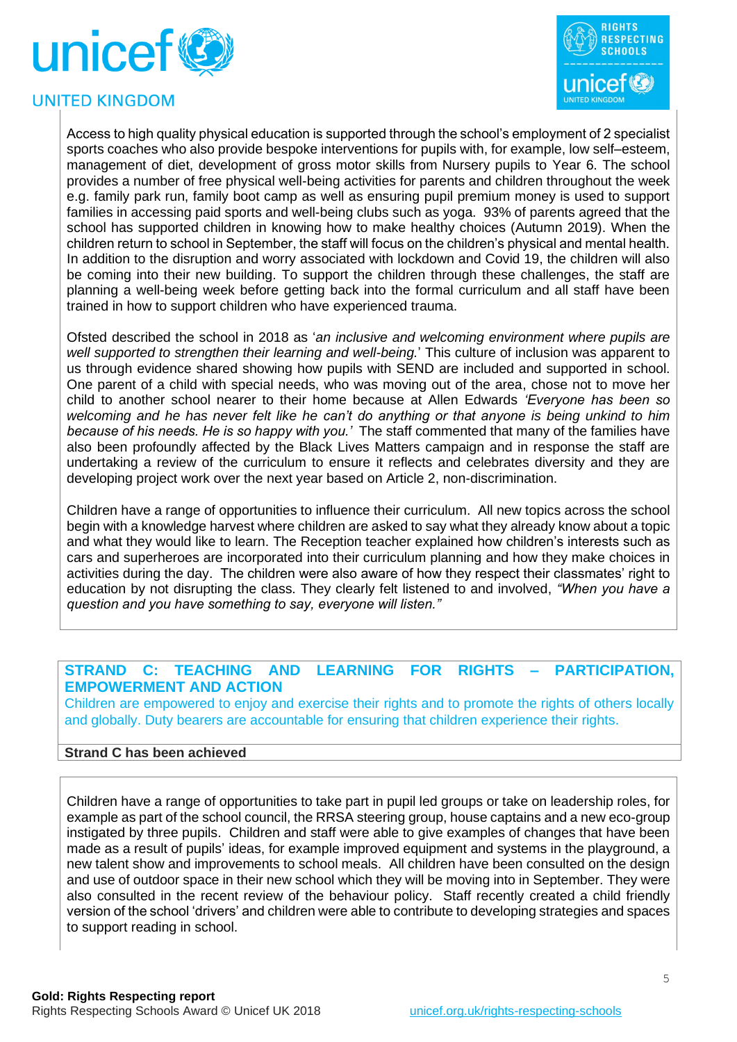Access to high quality physical education is supported through the school's employment of 2 specialist sports coaches who also provide bespoke interventions for pupils with, for example, low self–esteem, management of diet, development of gross motor skills from Nursery pupils to Year 6. The school provides a number of free physical well-being activities for parents and children throughout the week e.g. family park run, family boot camp as well as ensuring pupil premium money is used to support families in accessing paid sports and well-being clubs such as yoga. 93% of parents agreed that the school has supported children in knowing how to make healthy choices (Autumn 2019). When the children return to school in September, the staff will focus on the children's physical and mental health. In addition to the disruption and worry associated with lockdown and Covid 19, the children will also be coming into their new building. To support the children through these challenges, the staff are planning a well-being week before getting back into the formal curriculum and all staff have been trained in how to support children who have experienced trauma.

Ofsted described the school in 2018 as '*an inclusive and welcoming environment where pupils are well supported to strengthen their learning and well-being.*' This culture of inclusion was apparent to us through evidence shared showing how pupils with SEND are included and supported in school. One parent of a child with special needs, who was moving out of the area, chose not to move her child to another school nearer to their home because at Allen Edwards *'Everyone has been so welcoming and he has never felt like he can't do anything or that anyone is being unkind to him because of his needs. He is so happy with you.'* The staff commented that many of the families have also been profoundly affected by the Black Lives Matters campaign and in response the staff are undertaking a review of the curriculum to ensure it reflects and celebrates diversity and they are developing project work over the next year based on Article 2, non-discrimination.

Children have a range of opportunities to influence their curriculum. All new topics across the school begin with a knowledge harvest where children are asked to say what they already know about a topic and what they would like to learn. The Reception teacher explained how children's interests such as cars and superheroes are incorporated into their curriculum planning and how they make choices in activities during the day. The children were also aware of how they respect their classmates' right to education by not disrupting the class. They clearly felt listened to and involved, *"When you have a question and you have something to say, everyone will listen."*

## STRAND C: TEACHING AND LEARNING FOR RIGHTS – PARTICIPATION, EMPOWERMENT AND ACTION

Children are empowered to enjoy and exercise their rights and to promote the rights of others locally and globally. Duty bearers are accountable for ensuring that children experience their rights.

**Strand C has been achieved**

Children have a range of opportunities to take part in pupil led groups or take on leadership roles, for example as part of the school council, the RRSA steering group, house captains and a new eco-group instigated by three pupils. Children and staff were able to give examples of changes that have been made as a result of pupils' ideas, for example improved equipment and systems in the playground, a new talent show and improvements to school meals. All children have been consulted on the design and use of outdoor space in their new school which they will be moving into in September. They were also consulted in the recent review of the behaviour policy. Staff recently created a child friendly version of the school 'drivers' and children were able to contribute to developing strategies and spaces to support reading in school.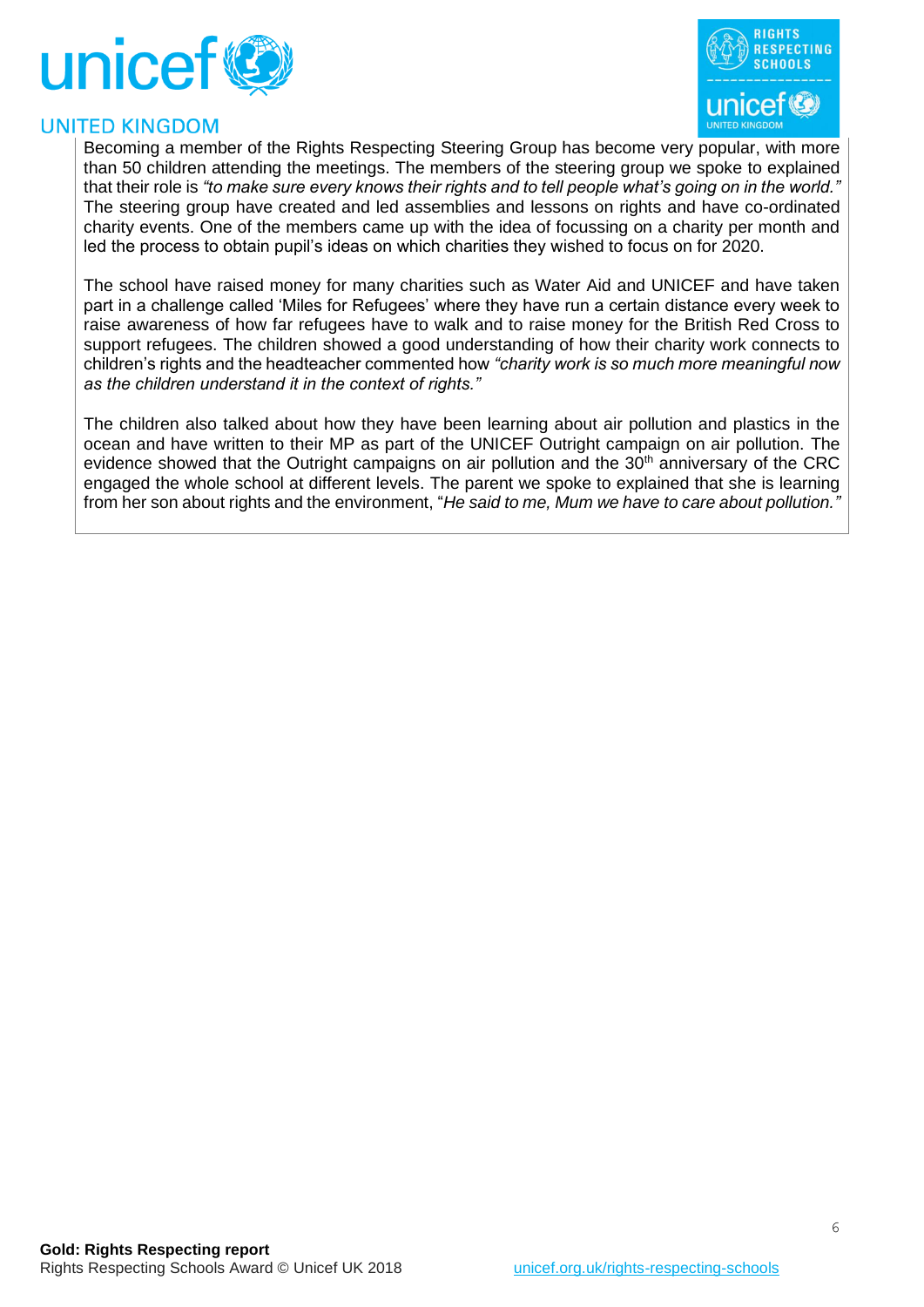Becoming a member of the Rights Respecting Steering Group has become very popular, with more than 50 children attending the meetings. The members of the steering group we spoke to explained that their role is *"to make sure every knows their rights and to tell people what's going on in the world."* The steering group have created and led assemblies and lessons on rights and have co-ordinated charity events. One of the members came up with the idea of focussing on a charity per month and led the process to obtain pupil's ideas on which charities they wished to focus on for 2020.

The school have raised money for many charities such as Water Aid and UNICEF and have taken part in a challenge called 'Miles for Refugees' where they have run a certain distance every week to raise awareness of how far refugees have to walk and to raise money for the British Red Cross to support refugees. The children showed a good understanding of how their charity work connects to children's rights and the headteacher commented how *"charity work is so much more meaningful now as the children understand it in the context of rights."*

The children also talked about how they have been learning about air pollution and plastics in the ocean and have written to their MP as part of the UNICEF Outright campaign on air pollution. The evidence showed that the Outright campaigns on air pollution and the 30th anniversary of the CRC engaged the whole school at different levels. The parent we spoke to explained that she is learning from her son about rights and the environment, "*He said to me, Mum we have to care about pollution."*